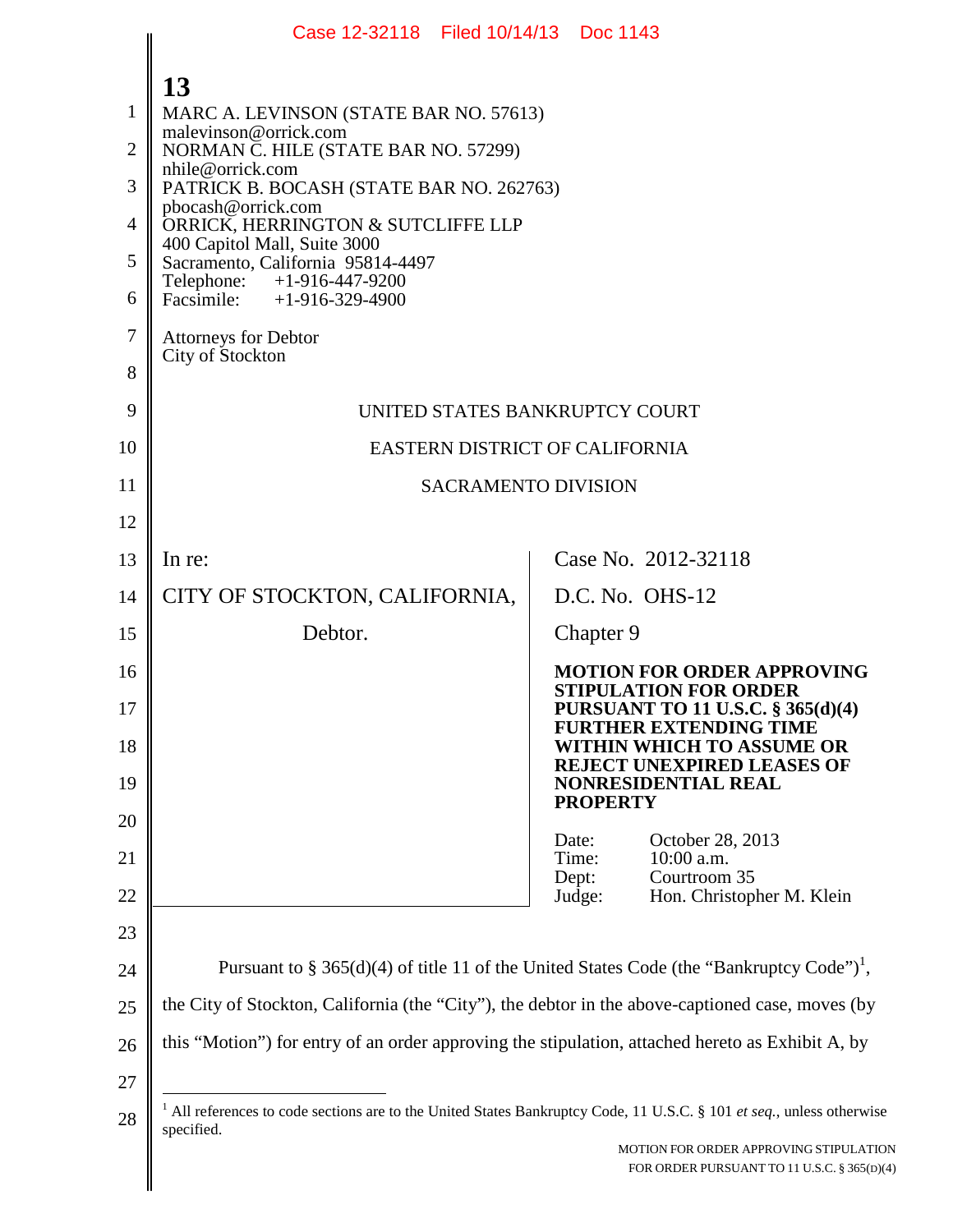MARC A. LEVINSON (STATE BAR NO. 57613)
malevinson@orrick.com
NORMAN C. HILE (STATE BAR NO. 57299)
nhile@orrick.com
PATRICK B. BOCASH (STATE BAR NO. 262763)
pbocash@orrick.com
ORRICK, HERRINGTON & SUTCLIFFE LLP
400 Capitol Mall, Suite 3000
Sacramento, California 95814-4497
Telephone: +1-916-447-9200
Facsimile: +1-916-329-4900

Attorneys for Debtor
City of Stockton

UNITED STATES BANKRUPTCY COURT

EASTERN DISTRICT OF CALIFORNIA

SACRAMENTO DIVISION

| | |
|---|---|
| In re:<br><br>CITY OF STOCKTON, CALIFORNIA,<br><br>Debtor. | Case No. 2012-32118<br><br>D.C. No. OHS-12<br><br>Chapter 9<br><br>**MOTION FOR ORDER APPROVING STIPULATION FOR ORDER PURSUANT TO 11 U.S.C. § 365(d)(4) FURTHER EXTENDING TIME WITHIN WHICH TO ASSUME OR REJECT UNEXPIRED LEASES OF NONRESIDENTIAL REAL PROPERTY**<br><br>Date: October 28, 2013<br>Time: 10:00 a.m.<br>Dept: Courtroom 35<br>Judge: Hon. Christopher M. Klein |

Pursuant to § 365(d)(4) of title 11 of the United States Code (the "Bankruptcy Code")[1], the City of Stockton, California (the "City"), the debtor in the above-captioned case, moves (by this "Motion") for entry of an order approving the stipulation, attached hereto as Exhibit A, by

---

[1] All references to code sections are to the United States Bankruptcy Code, 11 U.S.C. § 101 *et seq.*, unless otherwise specified.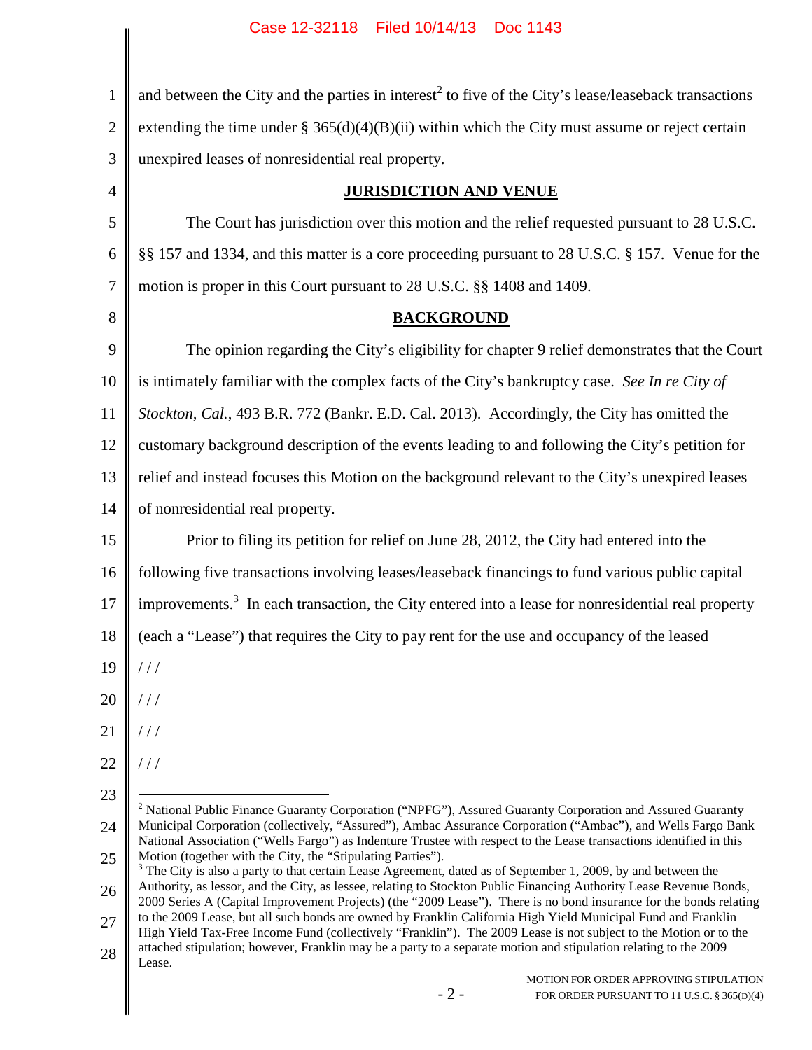and between the City and the parties in interest[2] to five of the City's lease/leaseback transactions extending the time under § 365(d)(4)(B)(ii) within which the City must assume or reject certain unexpired leases of nonresidential real property.

## JURISDICTION AND VENUE

The Court has jurisdiction over this motion and the relief requested pursuant to 28 U.S.C. §§ 157 and 1334, and this matter is a core proceeding pursuant to 28 U.S.C. § 157. Venue for the motion is proper in this Court pursuant to 28 U.S.C. §§ 1408 and 1409.

## BACKGROUND

The opinion regarding the City's eligibility for chapter 9 relief demonstrates that the Court is intimately familiar with the complex facts of the City's bankruptcy case. *See In re City of Stockton, Cal.*, 493 B.R. 772 (Bankr. E.D. Cal. 2013). Accordingly, the City has omitted the customary background description of the events leading to and following the City's petition for relief and instead focuses this Motion on the background relevant to the City's unexpired leases of nonresidential real property.

Prior to filing its petition for relief on June 28, 2012, the City had entered into the following five transactions involving leases/leaseback financings to fund various public capital improvements.[3] In each transaction, the City entered into a lease for nonresidential real property (each a "Lease") that requires the City to pay rent for the use and occupancy of the leased

/ / /

/ / /

/ / /

/ / /

---

[2] National Public Finance Guaranty Corporation ("NPFG"), Assured Guaranty Corporation and Assured Guaranty Municipal Corporation (collectively, "Assured"), Ambac Assurance Corporation ("Ambac"), and Wells Fargo Bank National Association ("Wells Fargo") as Indenture Trustee with respect to the Lease transactions identified in this Motion (together with the City, the "Stipulating Parties").

[3] The City is also a party to that certain Lease Agreement, dated as of September 1, 2009, by and between the Authority, as lessor, and the City, as lessee, relating to Stockton Public Financing Authority Lease Revenue Bonds, 2009 Series A (Capital Improvement Projects) (the "2009 Lease"). There is no bond insurance for the bonds relating to the 2009 Lease, but all such bonds are owned by Franklin California High Yield Municipal Fund and Franklin High Yield Tax-Free Income Fund (collectively "Franklin"). The 2009 Lease is not subject to the Motion or to the attached stipulation; however, Franklin may be a party to a separate motion and stipulation relating to the 2009 Lease.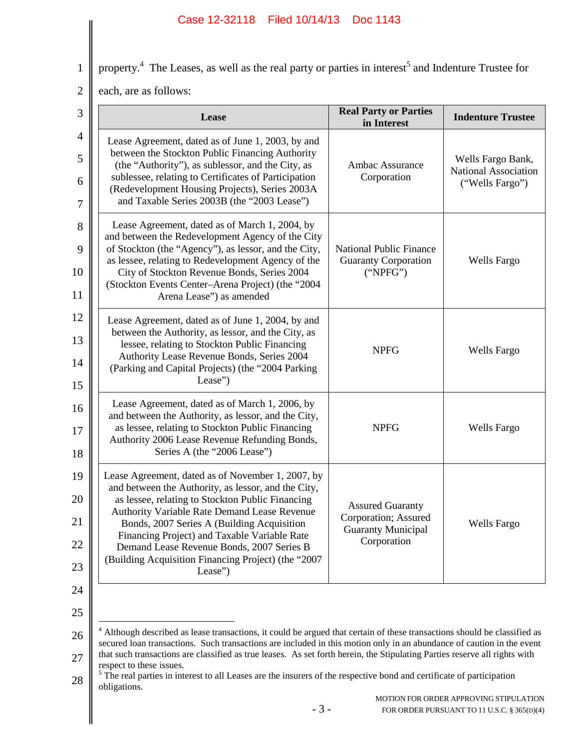property.[4] The Leases, as well as the real party or parties in interest[5] and Indenture Trustee for each, are as follows:

| Lease | Real Party or Parties in Interest | Indenture Trustee |
|---|---|---|
| Lease Agreement, dated as of June 1, 2003, by and between the Stockton Public Financing Authority (the "Authority"), as sublessor, and the City, as sublessee, relating to Certificates of Participation (Redevelopment Housing Projects), Series 2003A and Taxable Series 2003B (the "2003 Lease") | Ambac Assurance Corporation | Wells Fargo Bank, National Association ("Wells Fargo") |
| Lease Agreement, dated as of March 1, 2004, by and between the Redevelopment Agency of the City of Stockton (the "Agency"), as lessor, and the City, as lessee, relating to Redevelopment Agency of the City of Stockton Revenue Bonds, Series 2004 (Stockton Events Center–Arena Project) (the "2004 Arena Lease") as amended | National Public Finance Guaranty Corporation ("NPFG") | Wells Fargo |
| Lease Agreement, dated as of June 1, 2004, by and between the Authority, as lessor, and the City, as lessee, relating to Stockton Public Financing Authority Lease Revenue Bonds, Series 2004 (Parking and Capital Projects) (the "2004 Parking Lease") | NPFG | Wells Fargo |
| Lease Agreement, dated as of March 1, 2006, by and between the Authority, as lessor, and the City, as lessee, relating to Stockton Public Financing Authority 2006 Lease Revenue Refunding Bonds, Series A (the "2006 Lease") | NPFG | Wells Fargo |
| Lease Agreement, dated as of November 1, 2007, by and between the Authority, as lessor, and the City, as lessee, relating to Stockton Public Financing Authority Variable Rate Demand Lease Revenue Bonds, 2007 Series A (Building Acquisition Financing Project) and Taxable Variable Rate Demand Lease Revenue Bonds, 2007 Series B (Building Acquisition Financing Project) (the "2007 Lease") | Assured Guaranty Corporation; Assured Guaranty Municipal Corporation | Wells Fargo |

[4] Although described as lease transactions, it could be argued that certain of these transactions should be classified as secured loan transactions. Such transactions are included in this motion only in an abundance of caution in the event that such transactions are classified as true leases. As set forth herein, the Stipulating Parties reserve all rights with respect to these issues.

[5] The real parties in interest to all Leases are the insurers of the respective bond and certificate of participation obligations.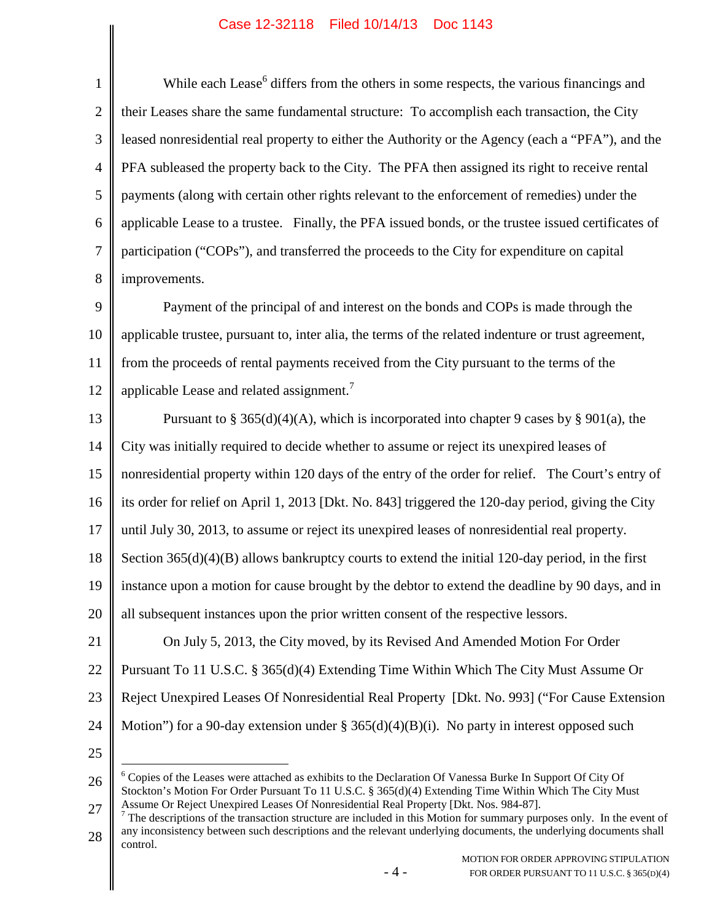While each Lease[6] differs from the others in some respects, the various financings and their Leases share the same fundamental structure: To accomplish each transaction, the City leased nonresidential real property to either the Authority or the Agency (each a "PFA"), and the PFA subleased the property back to the City. The PFA then assigned its right to receive rental payments (along with certain other rights relevant to the enforcement of remedies) under the applicable Lease to a trustee. Finally, the PFA issued bonds, or the trustee issued certificates of participation ("COPs"), and transferred the proceeds to the City for expenditure on capital improvements.

Payment of the principal of and interest on the bonds and COPs is made through the applicable trustee, pursuant to, inter alia, the terms of the related indenture or trust agreement, from the proceeds of rental payments received from the City pursuant to the terms of the applicable Lease and related assignment.[7]

Pursuant to § 365(d)(4)(A), which is incorporated into chapter 9 cases by § 901(a), the City was initially required to decide whether to assume or reject its unexpired leases of nonresidential property within 120 days of the entry of the order for relief. The Court's entry of its order for relief on April 1, 2013 [Dkt. No. 843] triggered the 120-day period, giving the City until July 30, 2013, to assume or reject its unexpired leases of nonresidential real property. Section 365(d)(4)(B) allows bankruptcy courts to extend the initial 120-day period, in the first instance upon a motion for cause brought by the debtor to extend the deadline by 90 days, and in all subsequent instances upon the prior written consent of the respective lessors.

On July 5, 2013, the City moved, by its Revised And Amended Motion For Order Pursuant To 11 U.S.C. § 365(d)(4) Extending Time Within Which The City Must Assume Or Reject Unexpired Leases Of Nonresidential Real Property [Dkt. No. 993] ("For Cause Extension Motion") for a 90-day extension under § 365(d)(4)(B)(i). No party in interest opposed such

[6] Copies of the Leases were attached as exhibits to the Declaration Of Vanessa Burke In Support Of City Of Stockton's Motion For Order Pursuant To 11 U.S.C. § 365(d)(4) Extending Time Within Which The City Must Assume Or Reject Unexpired Leases Of Nonresidential Real Property [Dkt. Nos. 984-87].

[7] The descriptions of the transaction structure are included in this Motion for summary purposes only. In the event of any inconsistency between such descriptions and the relevant underlying documents, the underlying documents shall control.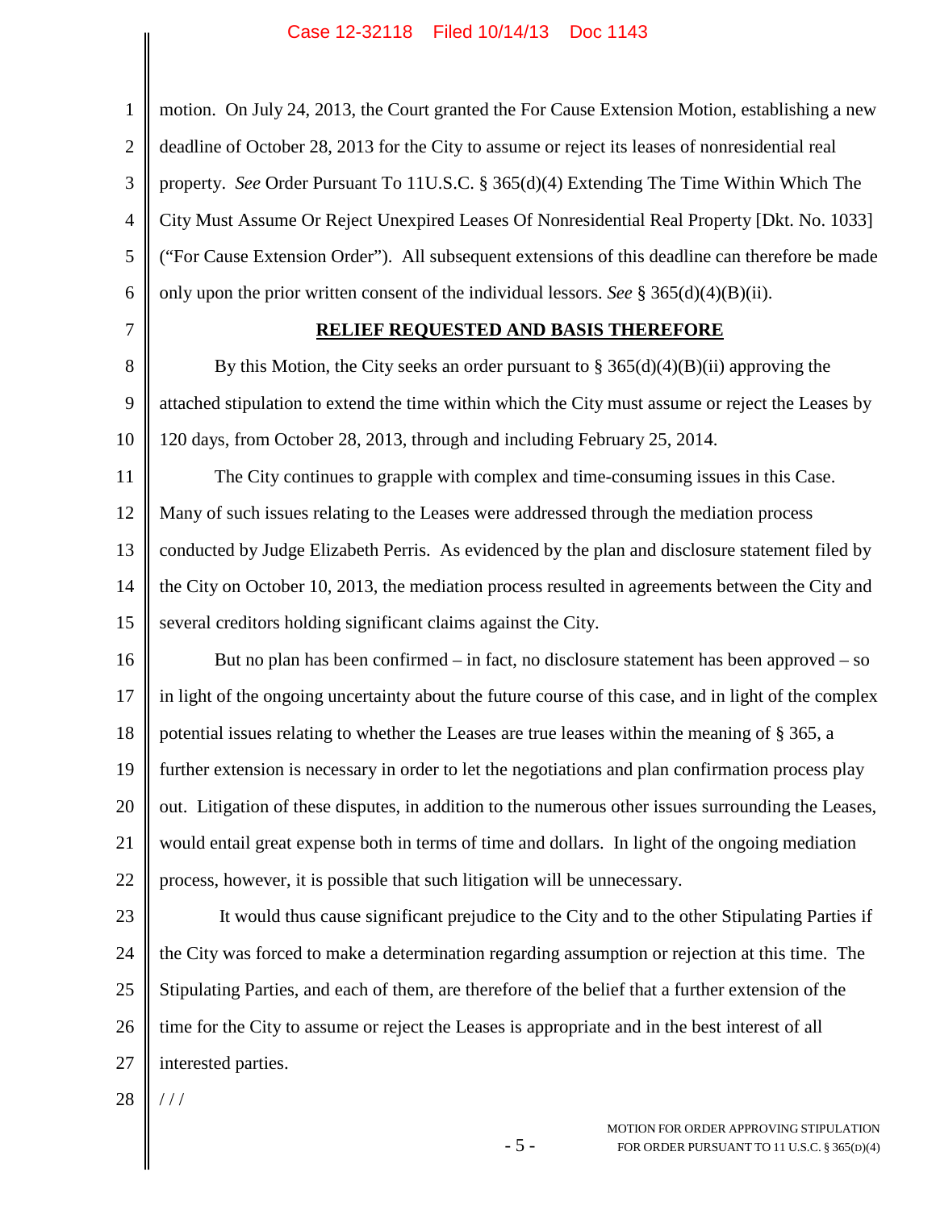motion. On July 24, 2013, the Court granted the For Cause Extension Motion, establishing a new deadline of October 28, 2013 for the City to assume or reject its leases of nonresidential real property. *See* Order Pursuant To 11U.S.C. § 365(d)(4) Extending The Time Within Which The City Must Assume Or Reject Unexpired Leases Of Nonresidential Real Property [Dkt. No. 1033] ("For Cause Extension Order"). All subsequent extensions of this deadline can therefore be made only upon the prior written consent of the individual lessors. *See* § 365(d)(4)(B)(ii).

**RELIEF REQUESTED AND BASIS THEREFORE**

By this Motion, the City seeks an order pursuant to § 365(d)(4)(B)(ii) approving the attached stipulation to extend the time within which the City must assume or reject the Leases by 120 days, from October 28, 2013, through and including February 25, 2014.

The City continues to grapple with complex and time-consuming issues in this Case. Many of such issues relating to the Leases were addressed through the mediation process conducted by Judge Elizabeth Perris. As evidenced by the plan and disclosure statement filed by the City on October 10, 2013, the mediation process resulted in agreements between the City and several creditors holding significant claims against the City.

But no plan has been confirmed – in fact, no disclosure statement has been approved – so in light of the ongoing uncertainty about the future course of this case, and in light of the complex potential issues relating to whether the Leases are true leases within the meaning of § 365, a further extension is necessary in order to let the negotiations and plan confirmation process play out. Litigation of these disputes, in addition to the numerous other issues surrounding the Leases, would entail great expense both in terms of time and dollars. In light of the ongoing mediation process, however, it is possible that such litigation will be unnecessary.

It would thus cause significant prejudice to the City and to the other Stipulating Parties if the City was forced to make a determination regarding assumption or rejection at this time. The Stipulating Parties, and each of them, are therefore of the belief that a further extension of the time for the City to assume or reject the Leases is appropriate and in the best interest of all interested parties.

/ / /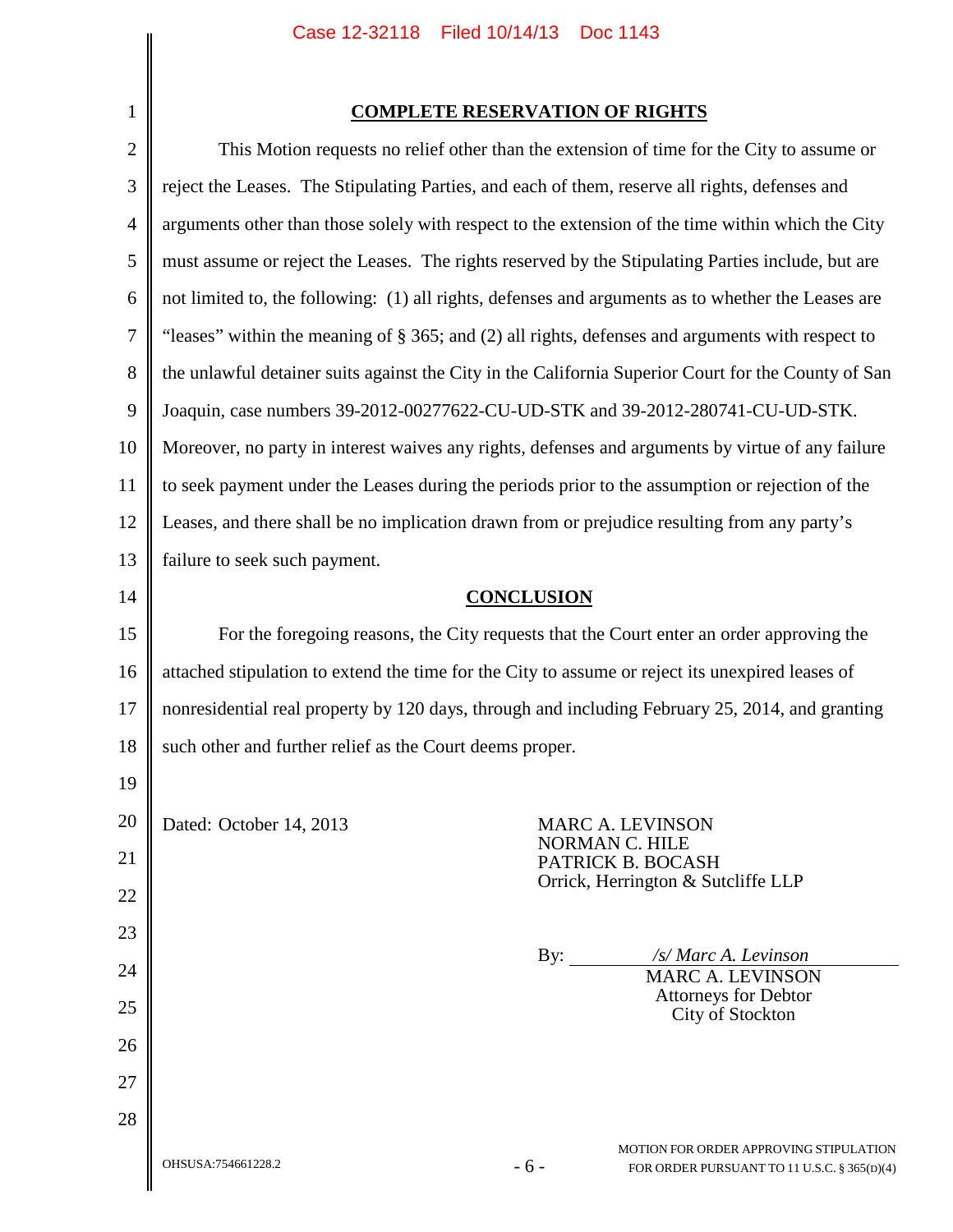## COMPLETE RESERVATION OF RIGHTS

This Motion requests no relief other than the extension of time for the City to assume or reject the Leases. The Stipulating Parties, and each of them, reserve all rights, defenses and arguments other than those solely with respect to the extension of the time within which the City must assume or reject the Leases. The rights reserved by the Stipulating Parties include, but are not limited to, the following: (1) all rights, defenses and arguments as to whether the Leases are "leases" within the meaning of § 365; and (2) all rights, defenses and arguments with respect to the unlawful detainer suits against the City in the California Superior Court for the County of San Joaquin, case numbers 39-2012-00277622-CU-UD-STK and 39-2012-280741-CU-UD-STK. Moreover, no party in interest waives any rights, defenses and arguments by virtue of any failure to seek payment under the Leases during the periods prior to the assumption or rejection of the Leases, and there shall be no implication drawn from or prejudice resulting from any party's failure to seek such payment.

## CONCLUSION

For the foregoing reasons, the City requests that the Court enter an order approving the attached stipulation to extend the time for the City to assume or reject its unexpired leases of nonresidential real property by 120 days, through and including February 25, 2014, and granting such other and further relief as the Court deems proper.

Dated: October 14, 2013

MARC A. LEVINSON
NORMAN C. HILE
PATRICK B. BOCASH
Orrick, Herrington & Sutcliffe LLP

By: */s/ Marc A. Levinson*
MARC A. LEVINSON
Attorneys for Debtor
City of Stockton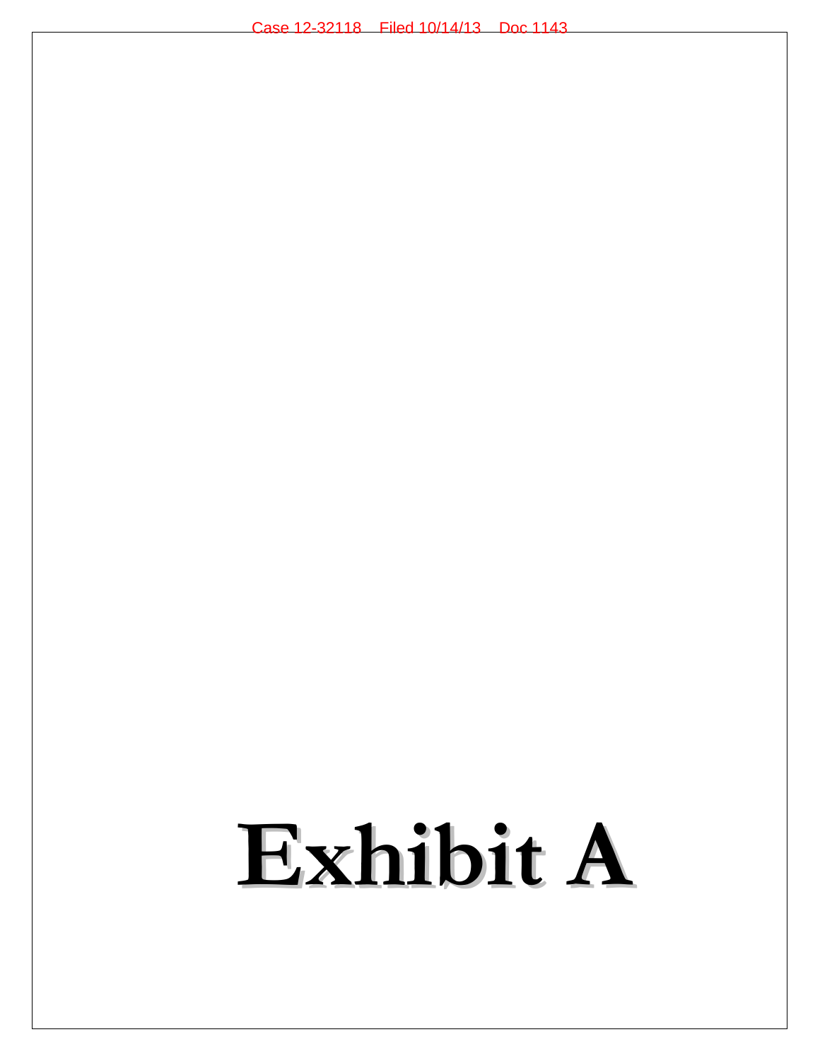# Exhibit A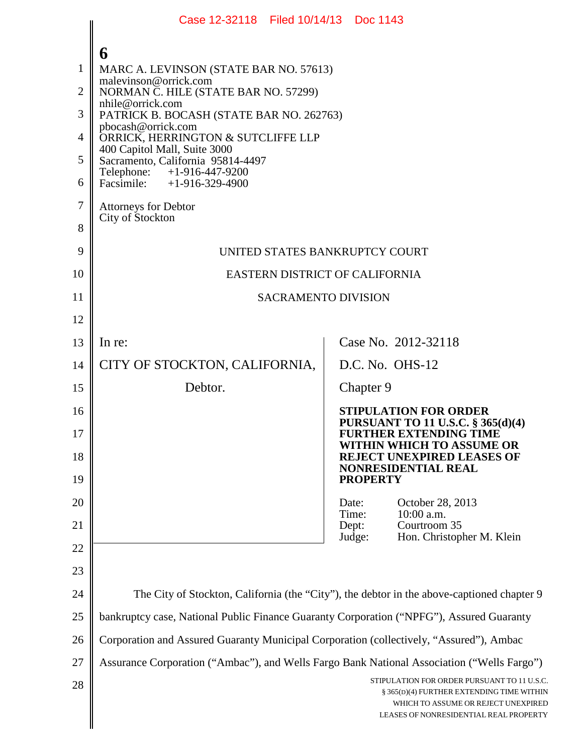6

MARC A. LEVINSON (STATE BAR NO. 57613)
malevinson@orrick.com
NORMAN C. HILE (STATE BAR NO. 57299)
nhile@orrick.com
PATRICK B. BOCASH (STATE BAR NO. 262763)
pbocash@orrick.com
ORRICK, HERRINGTON & SUTCLIFFE LLP
400 Capitol Mall, Suite 3000
Sacramento, California 95814-4497
Telephone: +1-916-447-9200
Facsimile: +1-916-329-4900

Attorneys for Debtor
City of Stockton

UNITED STATES BANKRUPTCY COURT

EASTERN DISTRICT OF CALIFORNIA

SACRAMENTO DIVISION

| | |
|---|---|
| In re:<br><br>CITY OF STOCKTON, CALIFORNIA,<br><br>Debtor. | Case No. 2012-32118<br><br>D.C. No. OHS-12<br><br>Chapter 9<br><br>**STIPULATION FOR ORDER PURSUANT TO 11 U.S.C. § 365(d)(4) FURTHER EXTENDING TIME WITHIN WHICH TO ASSUME OR REJECT UNEXPIRED LEASES OF NONRESIDENTIAL REAL PROPERTY**<br><br>Date: October 28, 2013<br>Time: 10:00 a.m.<br>Dept: Courtroom 35<br>Judge: Hon. Christopher M. Klein |

The City of Stockton, California (the "City"), the debtor in the above-captioned chapter 9 bankruptcy case, National Public Finance Guaranty Corporation ("NPFG"), Assured Guaranty Corporation and Assured Guaranty Municipal Corporation (collectively, "Assured"), Ambac Assurance Corporation ("Ambac"), and Wells Fargo Bank National Association ("Wells Fargo")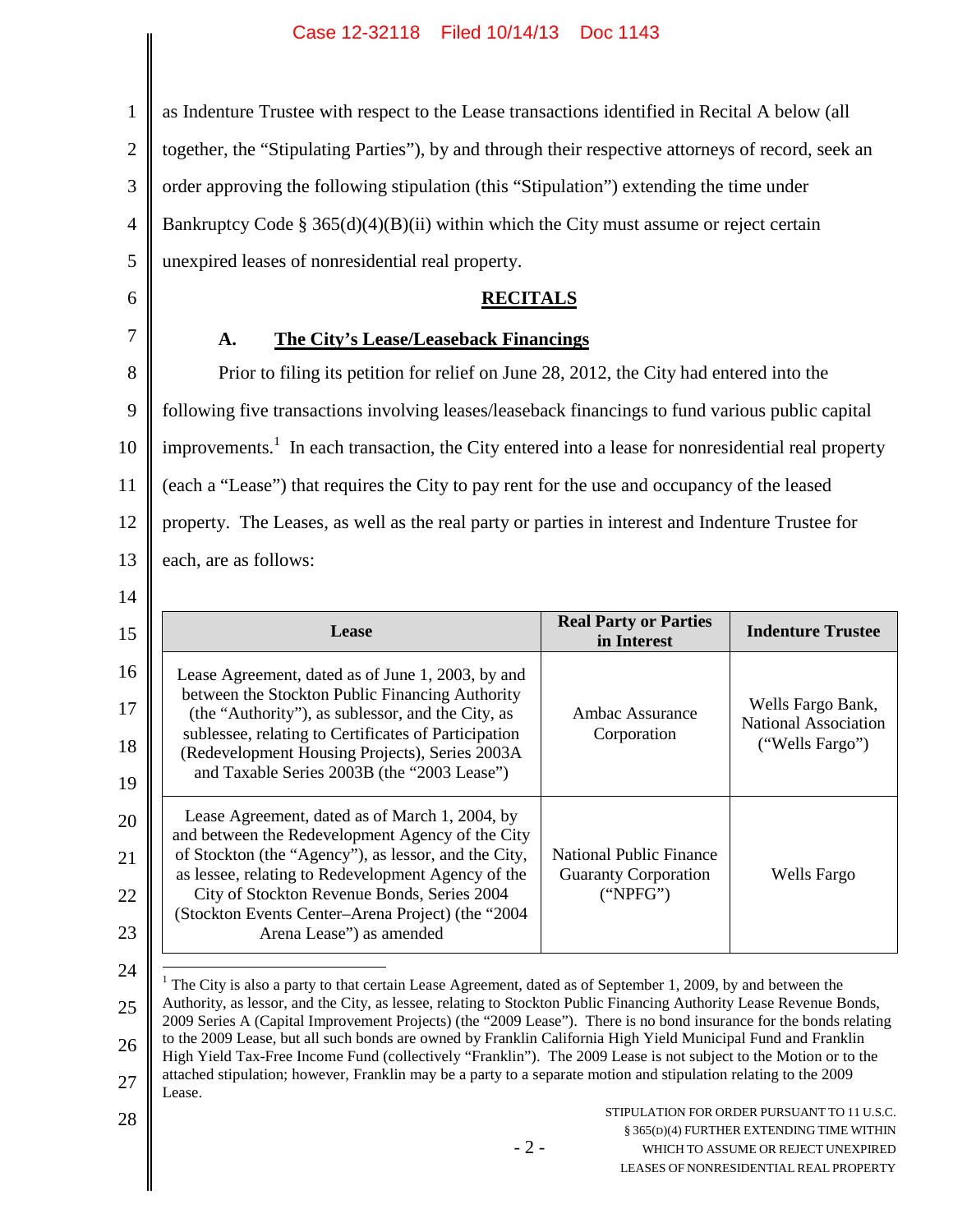as Indenture Trustee with respect to the Lease transactions identified in Recital A below (all together, the "Stipulating Parties"), by and through their respective attorneys of record, seek an order approving the following stipulation (this "Stipulation") extending the time under Bankruptcy Code § 365(d)(4)(B)(ii) within which the City must assume or reject certain unexpired leases of nonresidential real property.

## RECITALS

### A. The City's Lease/Leaseback Financings

Prior to filing its petition for relief on June 28, 2012, the City had entered into the following five transactions involving leases/leaseback financings to fund various public capital improvements.[1] In each transaction, the City entered into a lease for nonresidential real property (each a "Lease") that requires the City to pay rent for the use and occupancy of the leased property. The Leases, as well as the real party or parties in interest and Indenture Trustee for each, are as follows:

| Lease | Real Party or Parties in Interest | Indenture Trustee |
|---|---|---|
| Lease Agreement, dated as of June 1, 2003, by and between the Stockton Public Financing Authority (the "Authority"), as sublessor, and the City, as sublessee, relating to Certificates of Participation (Redevelopment Housing Projects), Series 2003A and Taxable Series 2003B (the "2003 Lease") | Ambac Assurance Corporation | Wells Fargo Bank, National Association ("Wells Fargo") |
| Lease Agreement, dated as of March 1, 2004, by and between the Redevelopment Agency of the City of Stockton (the "Agency"), as lessor, and the City, as lessee, relating to Redevelopment Agency of the City of Stockton Revenue Bonds, Series 2004 (Stockton Events Center–Arena Project) (the "2004 Arena Lease") as amended | National Public Finance Guaranty Corporation ("NPFG") | Wells Fargo |

[1] The City is also a party to that certain Lease Agreement, dated as of September 1, 2009, by and between the Authority, as lessor, and the City, as lessee, relating to Stockton Public Financing Authority Lease Revenue Bonds, 2009 Series A (Capital Improvement Projects) (the "2009 Lease"). There is no bond insurance for the bonds relating to the 2009 Lease, but all such bonds are owned by Franklin California High Yield Municipal Fund and Franklin High Yield Tax-Free Income Fund (collectively "Franklin"). The 2009 Lease is not subject to the Motion or to the attached stipulation; however, Franklin may be a party to a separate motion and stipulation relating to the 2009 Lease.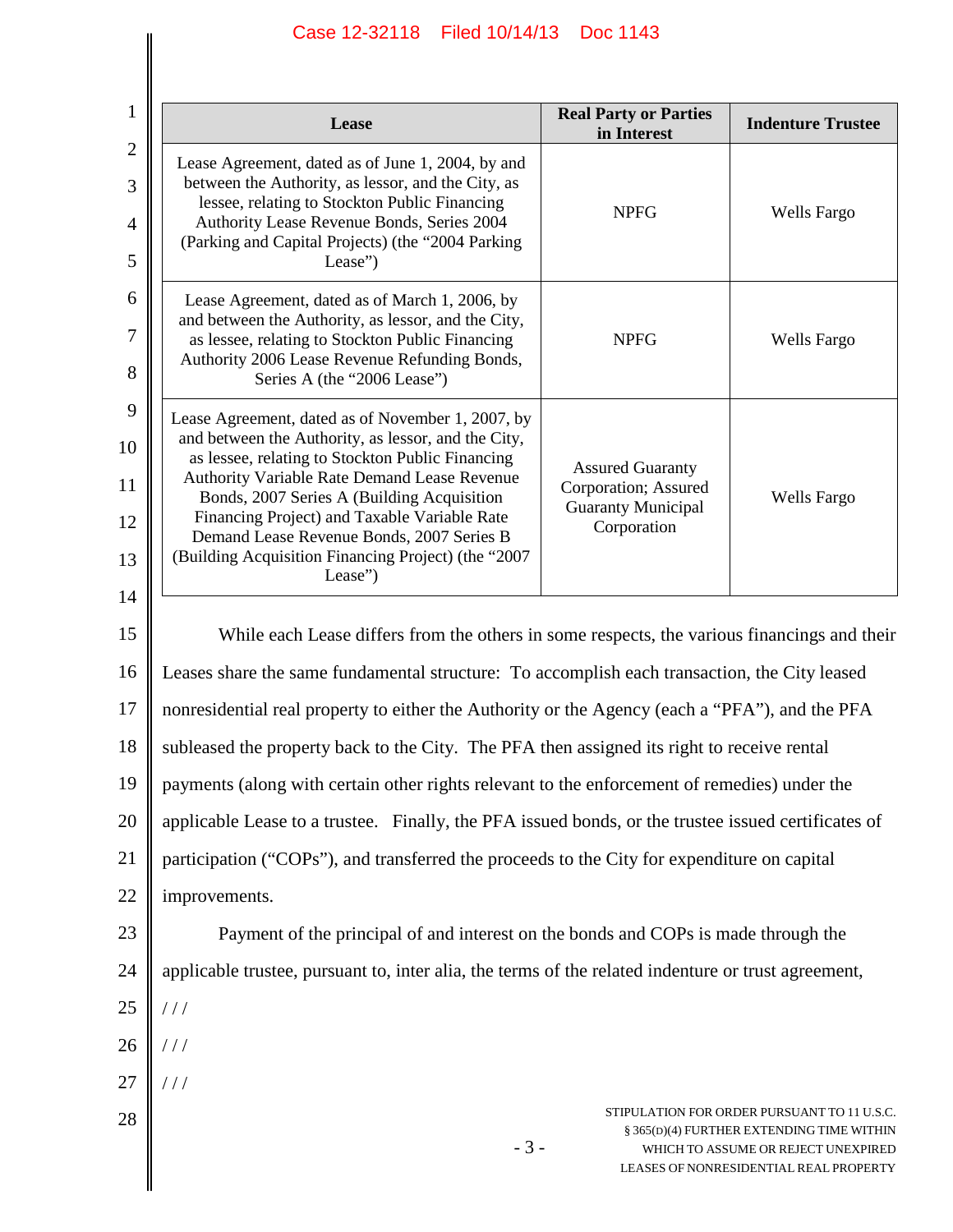| Lease | Real Party or Parties in Interest | Indenture Trustee |
|---|---|---|
| Lease Agreement, dated as of June 1, 2004, by and between the Authority, as lessor, and the City, as lessee, relating to Stockton Public Financing Authority Lease Revenue Bonds, Series 2004 (Parking and Capital Projects) (the "2004 Parking Lease") | NPFG | Wells Fargo |
| Lease Agreement, dated as of March 1, 2006, by and between the Authority, as lessor, and the City, as lessee, relating to Stockton Public Financing Authority 2006 Lease Revenue Refunding Bonds, Series A (the "2006 Lease") | NPFG | Wells Fargo |
| Lease Agreement, dated as of November 1, 2007, by and between the Authority, as lessor, and the City, as lessee, relating to Stockton Public Financing Authority Variable Rate Demand Lease Revenue Bonds, 2007 Series A (Building Acquisition Financing Project) and Taxable Variable Rate Demand Lease Revenue Bonds, 2007 Series B (Building Acquisition Financing Project) (the "2007 Lease") | Assured Guaranty Corporation; Assured Guaranty Municipal Corporation | Wells Fargo |

While each Lease differs from the others in some respects, the various financings and their Leases share the same fundamental structure: To accomplish each transaction, the City leased nonresidential real property to either the Authority or the Agency (each a "PFA"), and the PFA subleased the property back to the City. The PFA then assigned its right to receive rental payments (along with certain other rights relevant to the enforcement of remedies) under the applicable Lease to a trustee. Finally, the PFA issued bonds, or the trustee issued certificates of participation ("COPs"), and transferred the proceeds to the City for expenditure on capital improvements.

Payment of the principal of and interest on the bonds and COPs is made through the applicable trustee, pursuant to, inter alia, the terms of the related indenture or trust agreement,

/ / /

/ / /

/ / /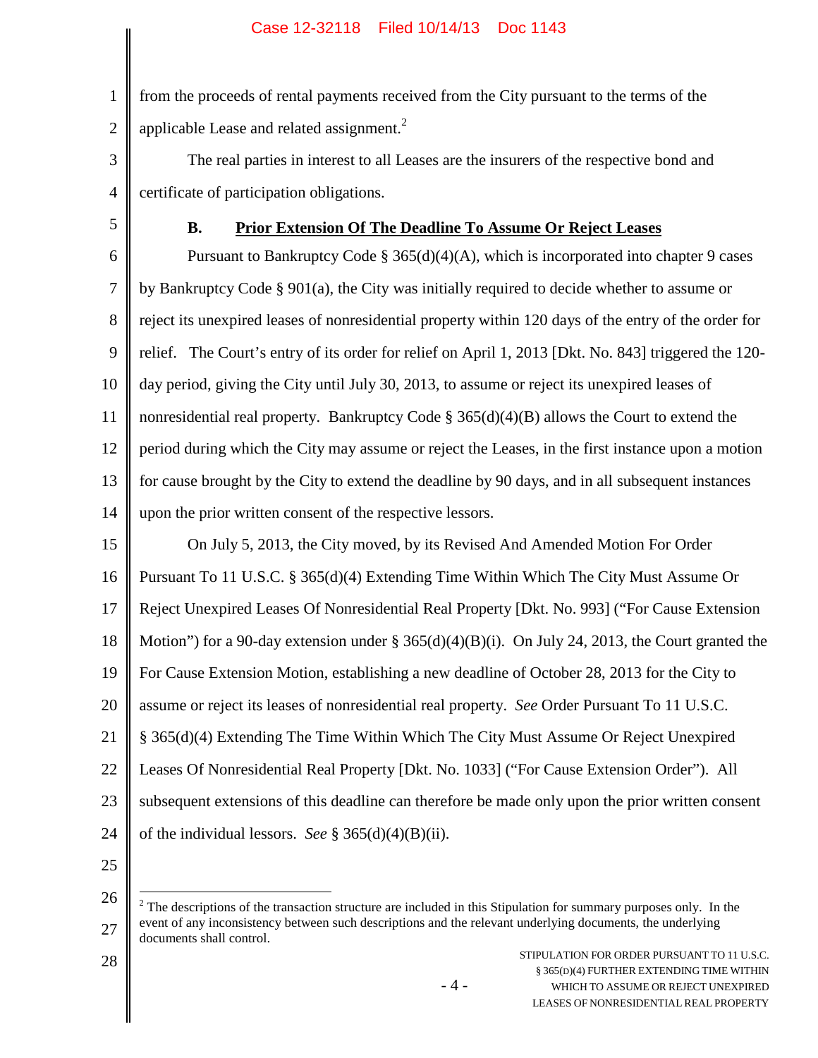from the proceeds of rental payments received from the City pursuant to the terms of the applicable Lease and related assignment.[2]

The real parties in interest to all Leases are the insurers of the respective bond and certificate of participation obligations.

### B. Prior Extension Of The Deadline To Assume Or Reject Leases

Pursuant to Bankruptcy Code § 365(d)(4)(A), which is incorporated into chapter 9 cases by Bankruptcy Code § 901(a), the City was initially required to decide whether to assume or reject its unexpired leases of nonresidential property within 120 days of the entry of the order for relief. The Court's entry of its order for relief on April 1, 2013 [Dkt. No. 843] triggered the 120-day period, giving the City until July 30, 2013, to assume or reject its unexpired leases of nonresidential real property. Bankruptcy Code § 365(d)(4)(B) allows the Court to extend the period during which the City may assume or reject the Leases, in the first instance upon a motion for cause brought by the City to extend the deadline by 90 days, and in all subsequent instances upon the prior written consent of the respective lessors.

On July 5, 2013, the City moved, by its Revised And Amended Motion For Order Pursuant To 11 U.S.C. § 365(d)(4) Extending Time Within Which The City Must Assume Or Reject Unexpired Leases Of Nonresidential Real Property [Dkt. No. 993] ("For Cause Extension Motion") for a 90-day extension under § 365(d)(4)(B)(i). On July 24, 2013, the Court granted the For Cause Extension Motion, establishing a new deadline of October 28, 2013 for the City to assume or reject its leases of nonresidential real property. *See* Order Pursuant To 11 U.S.C. § 365(d)(4) Extending The Time Within Which The City Must Assume Or Reject Unexpired Leases Of Nonresidential Real Property [Dkt. No. 1033] ("For Cause Extension Order"). All subsequent extensions of this deadline can therefore be made only upon the prior written consent of the individual lessors. *See* § 365(d)(4)(B)(ii).

[2] The descriptions of the transaction structure are included in this Stipulation for summary purposes only. In the event of any inconsistency between such descriptions and the relevant underlying documents, the underlying documents shall control.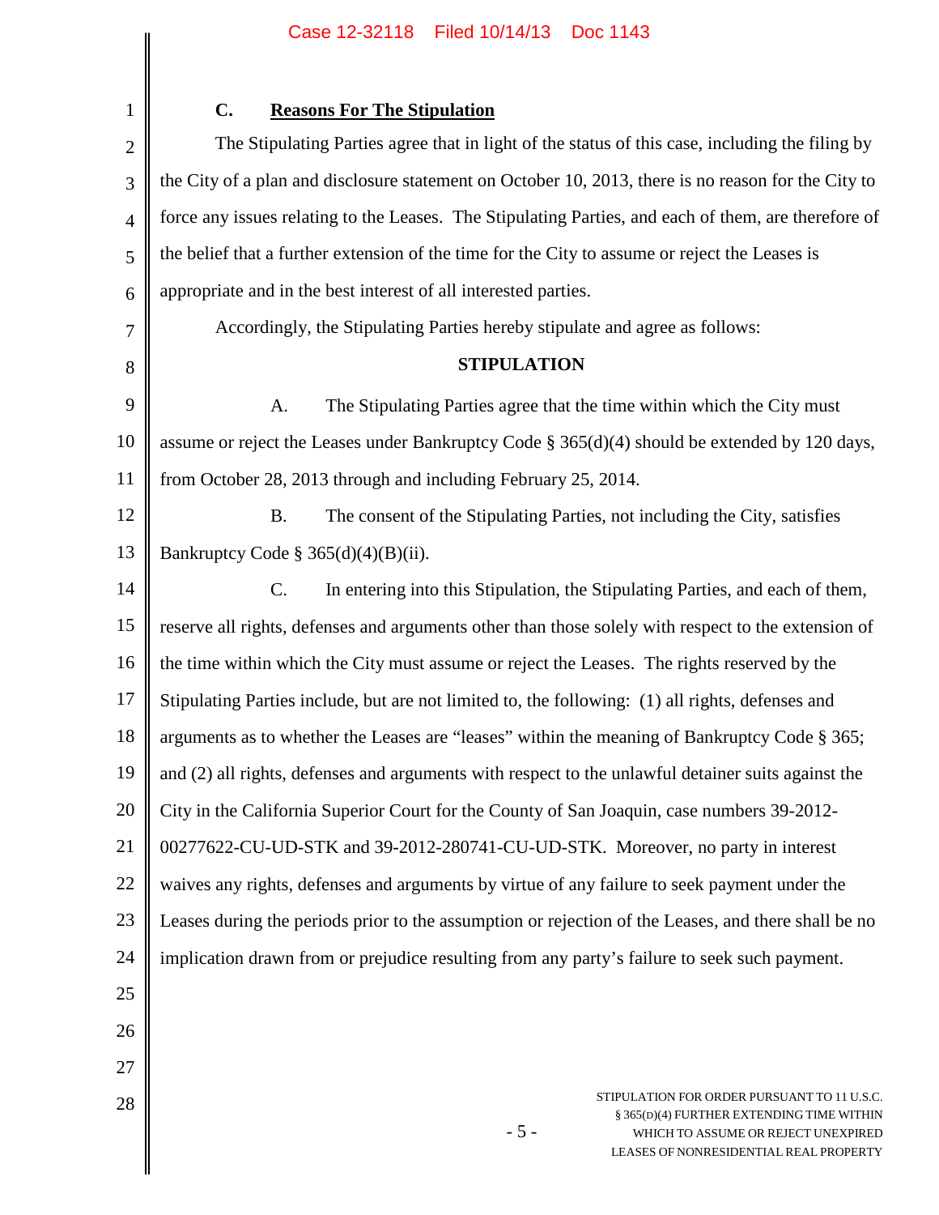### C. **Reasons For The Stipulation**

The Stipulating Parties agree that in light of the status of this case, including the filing by the City of a plan and disclosure statement on October 10, 2013, there is no reason for the City to force any issues relating to the Leases. The Stipulating Parties, and each of them, are therefore of the belief that a further extension of the time for the City to assume or reject the Leases is appropriate and in the best interest of all interested parties.

Accordingly, the Stipulating Parties hereby stipulate and agree as follows:

## STIPULATION

A. The Stipulating Parties agree that the time within which the City must assume or reject the Leases under Bankruptcy Code § 365(d)(4) should be extended by 120 days, from October 28, 2013 through and including February 25, 2014.

B. The consent of the Stipulating Parties, not including the City, satisfies Bankruptcy Code § 365(d)(4)(B)(ii).

C. In entering into this Stipulation, the Stipulating Parties, and each of them, reserve all rights, defenses and arguments other than those solely with respect to the extension of the time within which the City must assume or reject the Leases. The rights reserved by the Stipulating Parties include, but are not limited to, the following: (1) all rights, defenses and arguments as to whether the Leases are "leases" within the meaning of Bankruptcy Code § 365; and (2) all rights, defenses and arguments with respect to the unlawful detainer suits against the City in the California Superior Court for the County of San Joaquin, case numbers 39-2012-00277622-CU-UD-STK and 39-2012-280741-CU-UD-STK. Moreover, no party in interest waives any rights, defenses and arguments by virtue of any failure to seek payment under the Leases during the periods prior to the assumption or rejection of the Leases, and there shall be no implication drawn from or prejudice resulting from any party's failure to seek such payment.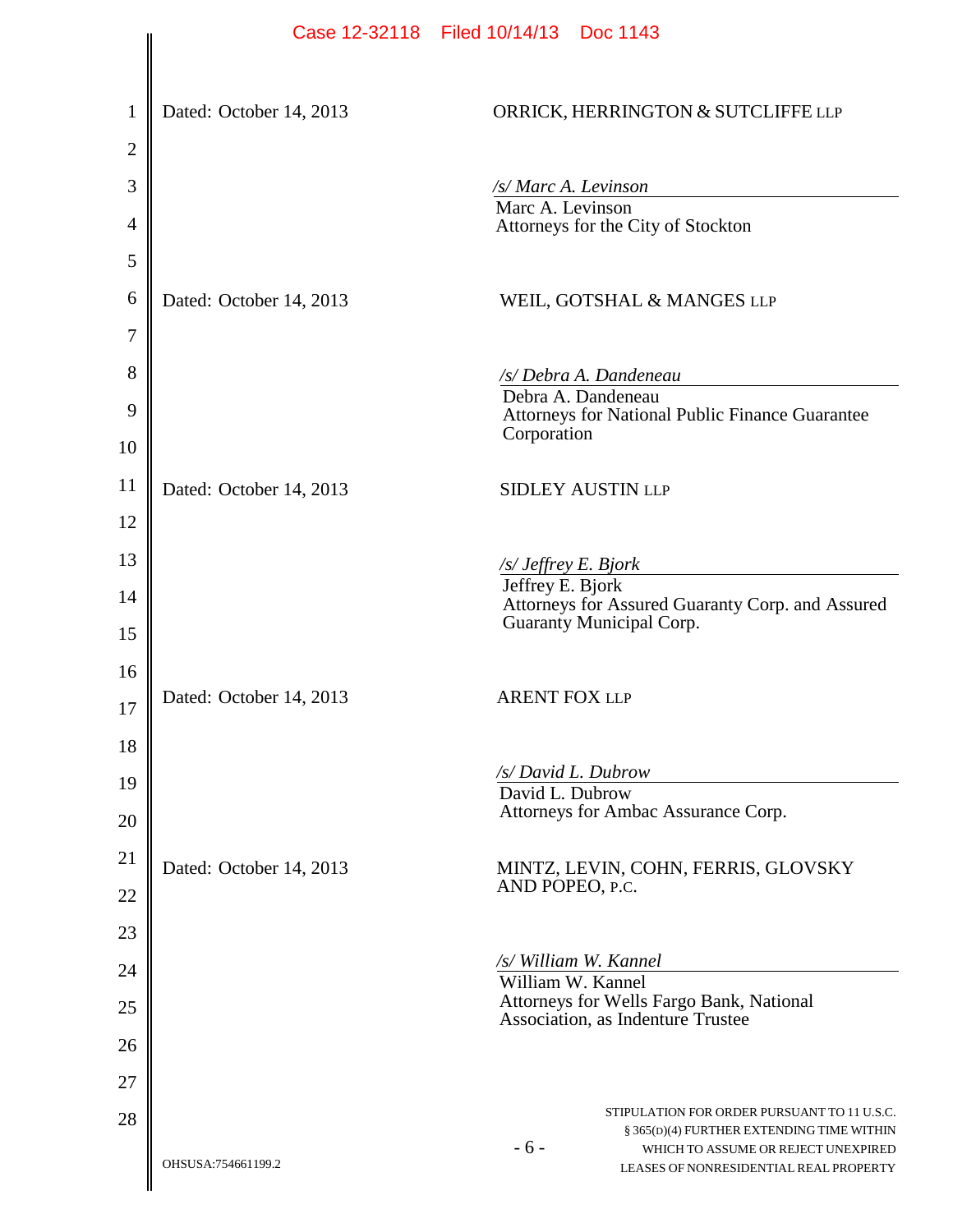Dated: October 14, 2013

ORRICK, HERRINGTON & SUTCLIFFE LLP

*/s/ Marc A. Levinson*
Marc A. Levinson
Attorneys for the City of Stockton

Dated: October 14, 2013

WEIL, GOTSHAL & MANGES LLP

*/s/ Debra A. Dandeneau*
Debra A. Dandeneau
Attorneys for National Public Finance Guarantee Corporation

Dated: October 14, 2013

SIDLEY AUSTIN LLP

*/s/ Jeffrey E. Bjork*
Jeffrey E. Bjork
Attorneys for Assured Guaranty Corp. and Assured Guaranty Municipal Corp.

Dated: October 14, 2013

ARENT FOX LLP

*/s/ David L. Dubrow*
David L. Dubrow
Attorneys for Ambac Assurance Corp.

Dated: October 14, 2013

MINTZ, LEVIN, COHN, FERRIS, GLOVSKY AND POPEO, P.C.

*/s/ William W. Kannel*
William W. Kannel
Attorneys for Wells Fargo Bank, National Association, as Indenture Trustee